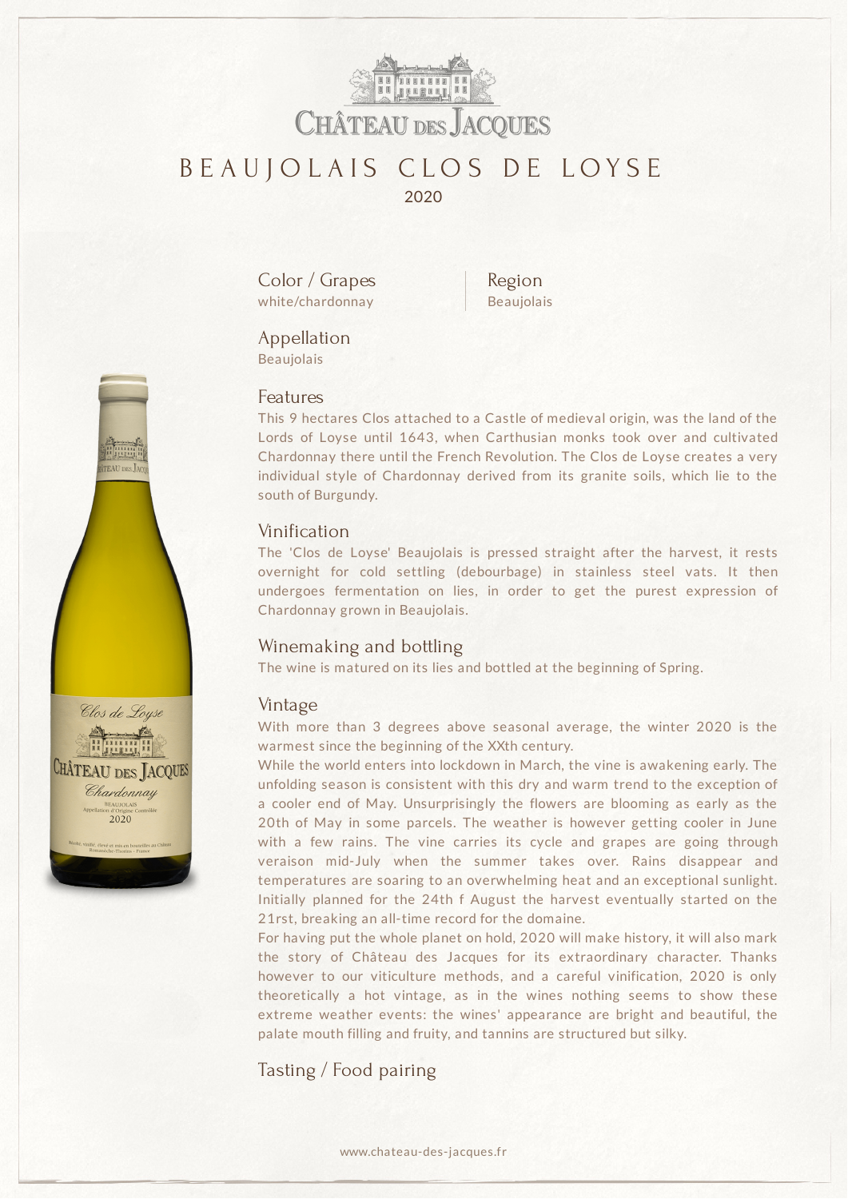# Château des Jacques

## BEAUJOLAIS CLOS DE LOYSE

2020

### Color / Grapes
white/chardonnay

### Region
Beaujolais

### Appellation
Beaujolais

### Features
This 9 hectares Clos attached to a Castle of medieval origin, was the land of the Lords of Loyse until 1643, when Carthusian monks took over and cultivated Chardonnay there until the French Revolution. The Clos de Loyse creates a very individual style of Chardonnay derived from its granite soils, which lie to the south of Burgundy.

### Vinification
The 'Clos de Loyse' Beaujolais is pressed straight after the harvest, it rests overnight for cold settling (debourbage) in stainless steel vats. It then undergoes fermentation on lies, in order to get the purest expression of Chardonnay grown in Beaujolais.

### Winemaking and bottling
The wine is matured on its lies and bottled at the beginning of Spring.

### Vintage
With more than 3 degrees above seasonal average, the winter 2020 is the warmest since the beginning of the XXth century.

While the world enters into lockdown in March, the vine is awakening early. The unfolding season is consistent with this dry and warm trend to the exception of a cooler end of May. Unsurprisingly the flowers are blooming as early as the 20th of May in some parcels. The weather is however getting cooler in June with a few rains. The vine carries its cycle and grapes are going through veraison mid-July when the summer takes over. Rains disappear and temperatures are soaring to an overwhelming heat and an exceptional sunlight. Initially planned for the 24th f August the harvest eventually started on the 21rst, breaking an all-time record for the domaine.

For having put the whole planet on hold, 2020 will make history, it will also mark the story of Château des Jacques for its extraordinary character. Thanks however to our viticulture methods, and a careful vinification, 2020 is only theoretically a hot vintage, as in the wines nothing seems to show these extreme weather events: the wines' appearance are bright and beautiful, the palate mouth filling and fruity, and tannins are structured but silky.

### Tasting / Food pairing

www.chateau-des-jacques.fr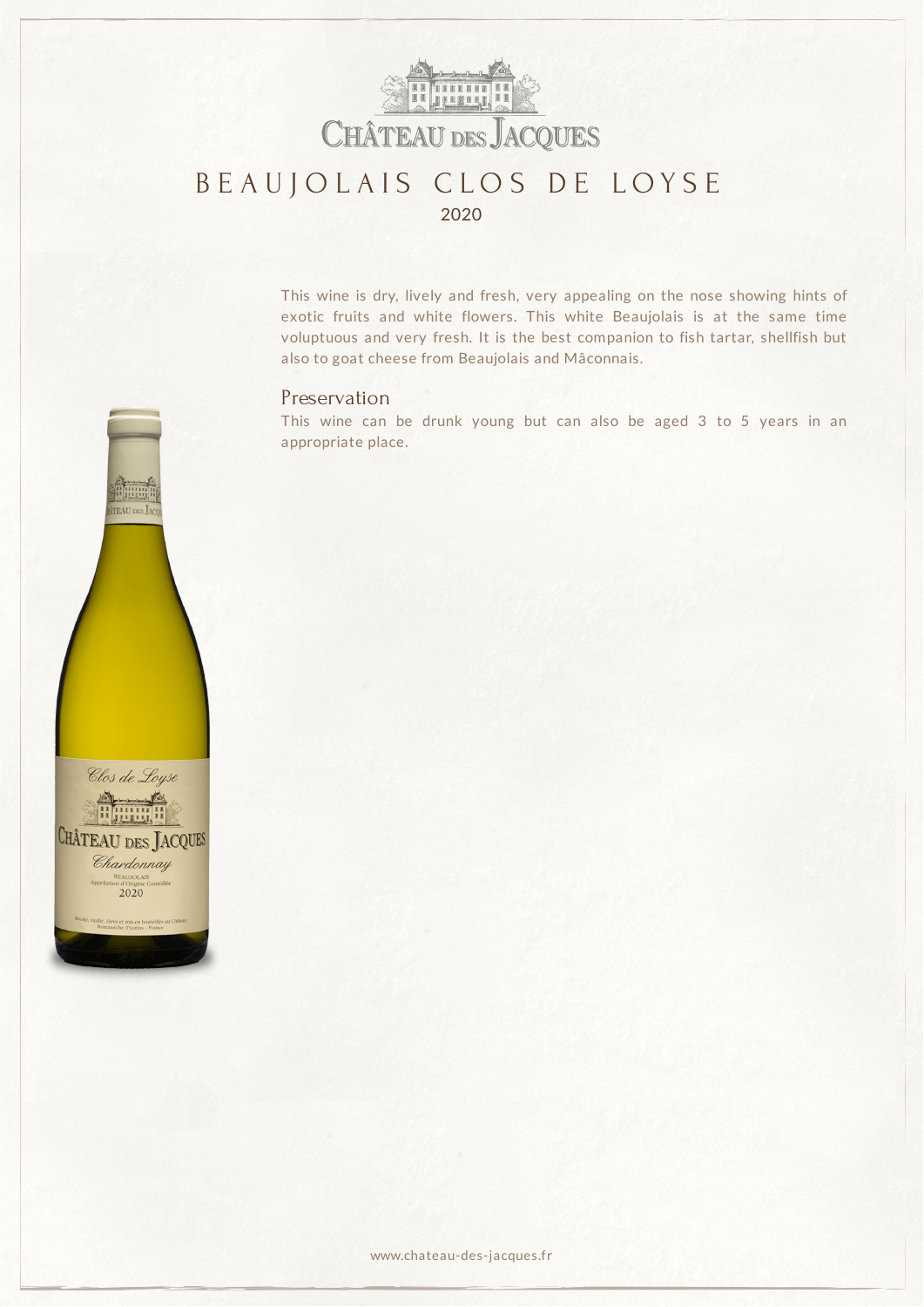# CHÂTEAU DES JACQUES

## BEAUJOLAIS CLOS DE LOYSE

2020

This wine is dry, lively and fresh, very appealing on the nose showing hints of exotic fruits and white flowers. This white Beaujolais is at the same time voluptuous and very fresh. It is the best companion to fish tartar, shellfish but also to goat cheese from Beaujolais and Mâconnais.

### Preservation

This wine can be drunk young but can also be aged 3 to 5 years in an appropriate place.

www.chateau-des-jacques.fr